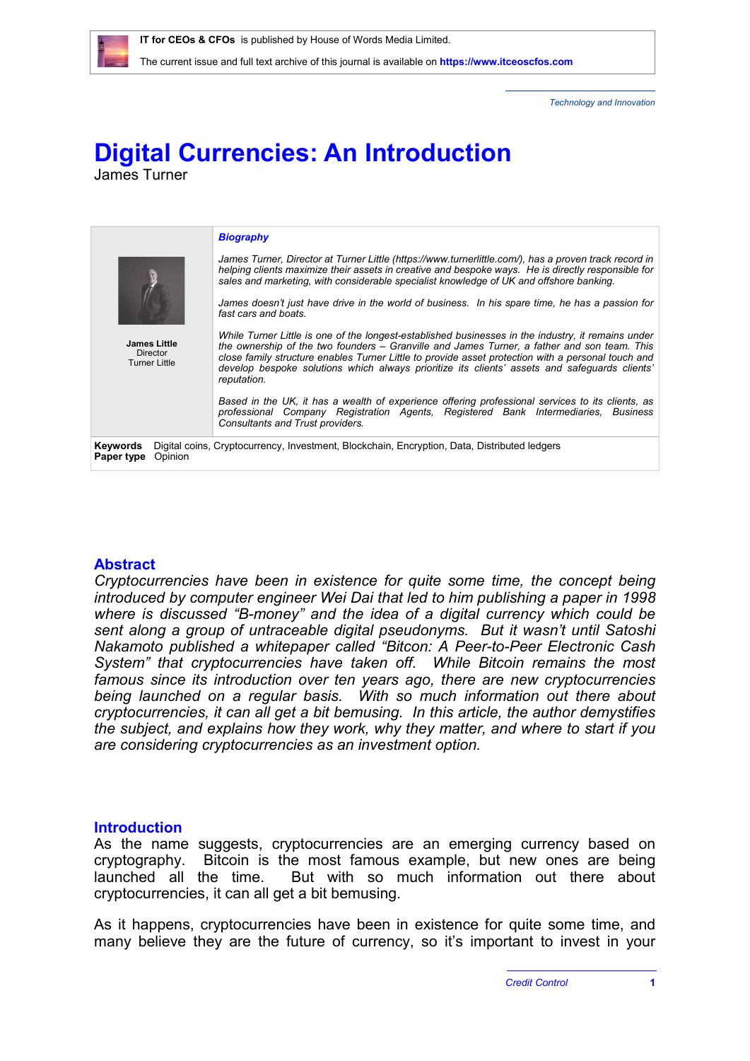**IT for CEOs & CFOs** is published by House of Words Media Limited.

The current issue and full text archive of this journal is available on **https://www.itceoscfos.com**

*Technology and Innovation*

# Digital Currencies: An Introduction

James Turner

**James Little**
Director
Turner Little

***Biography***

*James Turner, Director at Turner Little (https://www.turnerlittle.com/), has a proven track record in helping clients maximize their assets in creative and bespoke ways. He is directly responsible for sales and marketing, with considerable specialist knowledge of UK and offshore banking.*

*James doesn't just have drive in the world of business. In his spare time, he has a passion for fast cars and boats.*

*While Turner Little is one of the longest-established businesses in the industry, it remains under the ownership of the two founders – Granville and James Turner, a father and son team. This close family structure enables Turner Little to provide asset protection with a personal touch and develop bespoke solutions which always prioritize its clients' assets and safeguards clients' reputation.*

*Based in the UK, it has a wealth of experience offering professional services to its clients, as professional Company Registration Agents, Registered Bank Intermediaries, Business Consultants and Trust providers.*

**Keywords** Digital coins, Cryptocurrency, Investment, Blockchain, Encryption, Data, Distributed ledgers
**Paper type** Opinion

## Abstract

*Cryptocurrencies have been in existence for quite some time, the concept being introduced by computer engineer Wei Dai that led to him publishing a paper in 1998 where is discussed "B-money" and the idea of a digital currency which could be sent along a group of untraceable digital pseudonyms. But it wasn't until Satoshi Nakamoto published a whitepaper called "Bitcon: A Peer-to-Peer Electronic Cash System" that cryptocurrencies have taken off. While Bitcoin remains the most famous since its introduction over ten years ago, there are new cryptocurrencies being launched on a regular basis. With so much information out there about cryptocurrencies, it can all get a bit bemusing. In this article, the author demystifies the subject, and explains how they work, why they matter, and where to start if you are considering cryptocurrencies as an investment option.*

## Introduction

As the name suggests, cryptocurrencies are an emerging currency based on cryptography. Bitcoin is the most famous example, but new ones are being launched all the time. But with so much information out there about cryptocurrencies, it can all get a bit bemusing.

As it happens, cryptocurrencies have been in existence for quite some time, and many believe they are the future of currency, so it's important to invest in your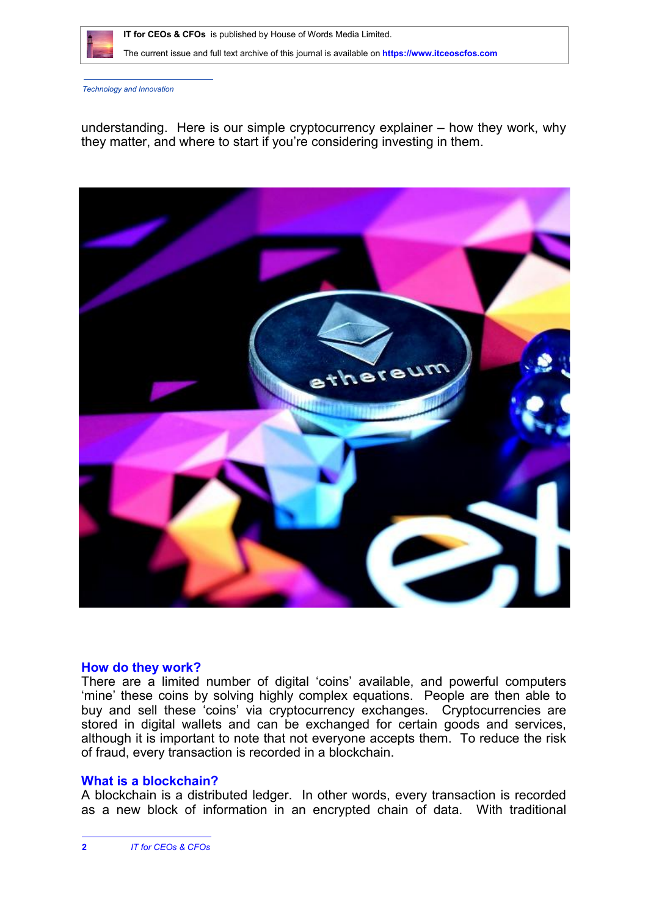understanding. Here is our simple cryptocurrency explainer – how they work, why they matter, and where to start if you're considering investing in them.

## How do they work?

There are a limited number of digital 'coins' available, and powerful computers 'mine' these coins by solving highly complex equations. People are then able to buy and sell these 'coins' via cryptocurrency exchanges. Cryptocurrencies are stored in digital wallets and can be exchanged for certain goods and services, although it is important to note that not everyone accepts them. To reduce the risk of fraud, every transaction is recorded in a blockchain.

## What is a blockchain?

A blockchain is a distributed ledger. In other words, every transaction is recorded as a new block of information in an encrypted chain of data. With traditional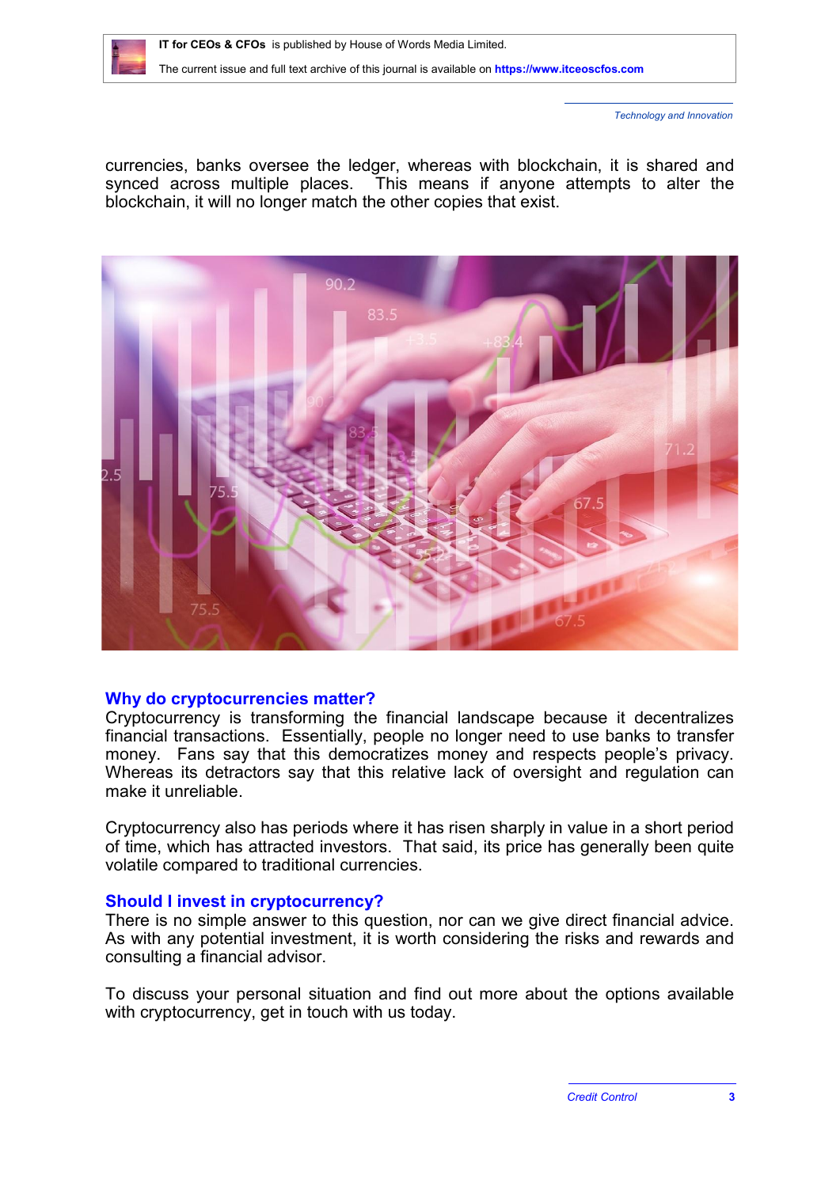currencies, banks oversee the ledger, whereas with blockchain, it is shared and synced across multiple places. This means if anyone attempts to alter the blockchain, it will no longer match the other copies that exist.

## Why do cryptocurrencies matter?

Cryptocurrency is transforming the financial landscape because it decentralizes financial transactions. Essentially, people no longer need to use banks to transfer money. Fans say that this democratizes money and respects people's privacy. Whereas its detractors say that this relative lack of oversight and regulation can make it unreliable.

Cryptocurrency also has periods where it has risen sharply in value in a short period of time, which has attracted investors. That said, its price has generally been quite volatile compared to traditional currencies.

## Should I invest in cryptocurrency?

There is no simple answer to this question, nor can we give direct financial advice. As with any potential investment, it is worth considering the risks and rewards and consulting a financial advisor.

To discuss your personal situation and find out more about the options available with cryptocurrency, get in touch with us today.